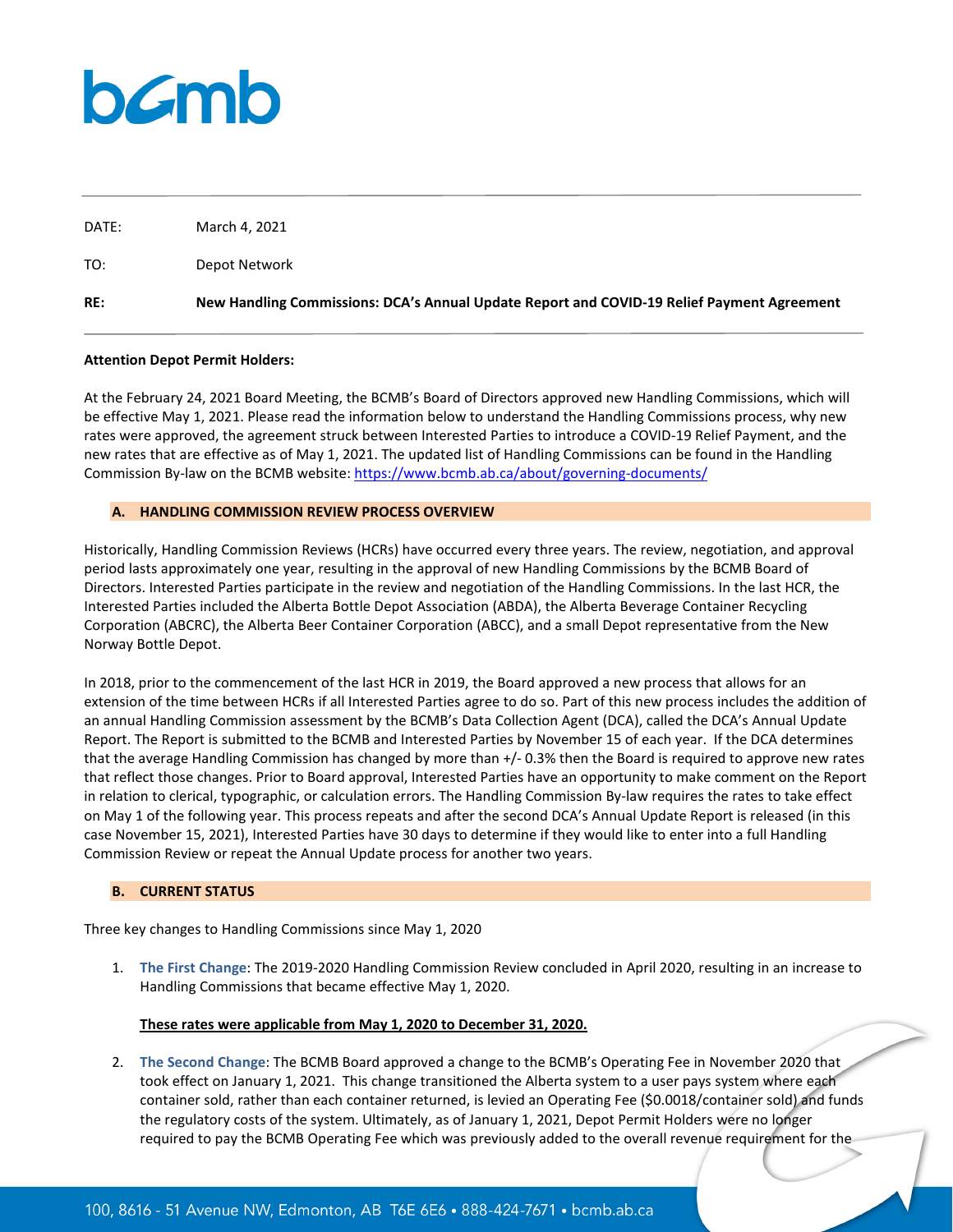bcmb

DATE: March 4, 2021

TO: Depot Network

**RE: New Handling Commissions: DCA's Annual Update Report and COVID-19 Relief Payment Agreement**

**Attention Depot Permit Holders:**

At the February 24, 2021 Board Meeting, the BCMB's Board of Directors approved new Handling Commissions, which will be effective May 1, 2021. Please read the information below to understand the Handling Commissions process, why new rates were approved, the agreement struck between Interested Parties to introduce a COVID-19 Relief Payment, and the new rates that are effective as of May 1, 2021. The updated list of Handling Commissions can be found in the Handling Commission By-law on the BCMB website: https://www.bcmb.ab.ca/about/governing-documents/

## A. HANDLING COMMISSION REVIEW PROCESS OVERVIEW

Historically, Handling Commission Reviews (HCRs) have occurred every three years. The review, negotiation, and approval period lasts approximately one year, resulting in the approval of new Handling Commissions by the BCMB Board of Directors. Interested Parties participate in the review and negotiation of the Handling Commissions. In the last HCR, the Interested Parties included the Alberta Bottle Depot Association (ABDA), the Alberta Beverage Container Recycling Corporation (ABCRC), the Alberta Beer Container Corporation (ABCC), and a small Depot representative from the New Norway Bottle Depot.

In 2018, prior to the commencement of the last HCR in 2019, the Board approved a new process that allows for an extension of the time between HCRs if all Interested Parties agree to do so. Part of this new process includes the addition of an annual Handling Commission assessment by the BCMB's Data Collection Agent (DCA), called the DCA's Annual Update Report. The Report is submitted to the BCMB and Interested Parties by November 15 of each year. If the DCA determines that the average Handling Commission has changed by more than +/- 0.3% then the Board is required to approve new rates that reflect those changes. Prior to Board approval, Interested Parties have an opportunity to make comment on the Report in relation to clerical, typographic, or calculation errors. The Handling Commission By-law requires the rates to take effect on May 1 of the following year. This process repeats and after the second DCA's Annual Update Report is released (in this case November 15, 2021), Interested Parties have 30 days to determine if they would like to enter into a full Handling Commission Review or repeat the Annual Update process for another two years.

## B. CURRENT STATUS

Three key changes to Handling Commissions since May 1, 2020

1. **The First Change**: The 2019-2020 Handling Commission Review concluded in April 2020, resulting in an increase to Handling Commissions that became effective May 1, 2020.

   **These rates were applicable from May 1, 2020 to December 31, 2020.**

2. **The Second Change**: The BCMB Board approved a change to the BCMB's Operating Fee in November 2020 that took effect on January 1, 2021. This change transitioned the Alberta system to a user pays system where each container sold, rather than each container returned, is levied an Operating Fee ($0.0018/container sold) and funds the regulatory costs of the system. Ultimately, as of January 1, 2021, Depot Permit Holders were no longer required to pay the BCMB Operating Fee which was previously added to the overall revenue requirement for the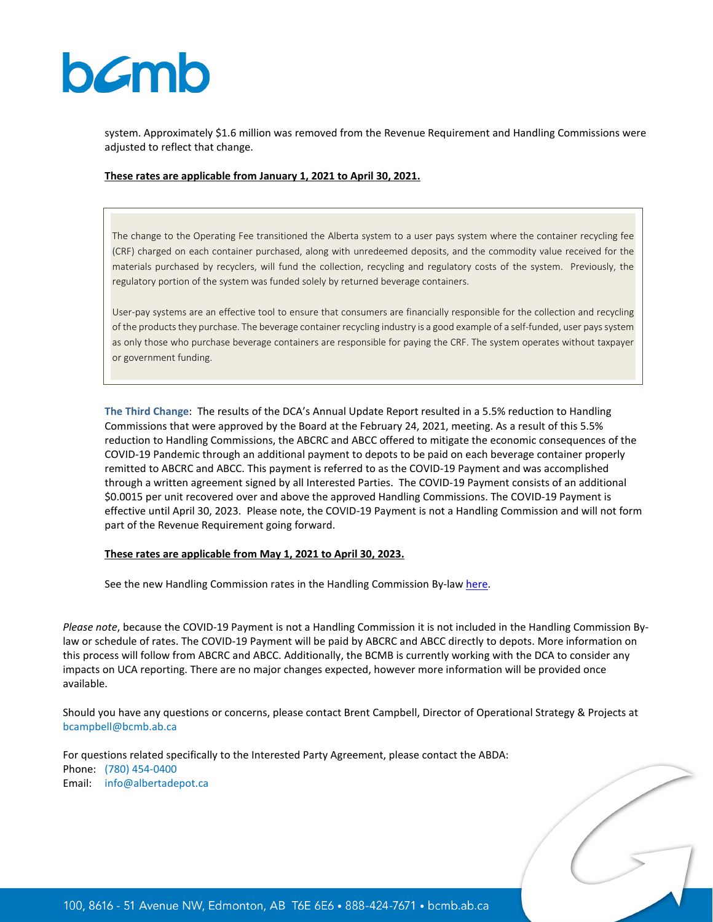system. Approximately $1.6 million was removed from the Revenue Requirement and Handling Commissions were adjusted to reflect that change.

**These rates are applicable from January 1, 2021 to April 30, 2021.**

> The change to the Operating Fee transitioned the Alberta system to a user pays system where the container recycling fee (CRF) charged on each container purchased, along with unredeemed deposits, and the commodity value received for the materials purchased by recyclers, will fund the collection, recycling and regulatory costs of the system. Previously, the regulatory portion of the system was funded solely by returned beverage containers.
>
> User-pay systems are an effective tool to ensure that consumers are financially responsible for the collection and recycling of the products they purchase. The beverage container recycling industry is a good example of a self-funded, user pays system as only those who purchase beverage containers are responsible for paying the CRF. The system operates without taxpayer or government funding.

**The Third Change**: The results of the DCA's Annual Update Report resulted in a 5.5% reduction to Handling Commissions that were approved by the Board at the February 24, 2021, meeting. As a result of this 5.5% reduction to Handling Commissions, the ABCRC and ABCC offered to mitigate the economic consequences of the COVID-19 Pandemic through an additional payment to depots to be paid on each beverage container properly remitted to ABCRC and ABCC. This payment is referred to as the COVID-19 Payment and was accomplished through a written agreement signed by all Interested Parties. The COVID-19 Payment consists of an additional $0.0015 per unit recovered over and above the approved Handling Commissions. The COVID-19 Payment is effective until April 30, 2023. Please note, the COVID-19 Payment is not a Handling Commission and will not form part of the Revenue Requirement going forward.

**These rates are applicable from May 1, 2021 to April 30, 2023.**

See the new Handling Commission rates in the Handling Commission By-law here.

*Please note*, because the COVID-19 Payment is not a Handling Commission it is not included in the Handling Commission By-law or schedule of rates. The COVID-19 Payment will be paid by ABCRC and ABCC directly to depots. More information on this process will follow from ABCRC and ABCC. Additionally, the BCMB is currently working with the DCA to consider any impacts on UCA reporting. There are no major changes expected, however more information will be provided once available.

Should you have any questions or concerns, please contact Brent Campbell, Director of Operational Strategy & Projects at bcampbell@bcmb.ab.ca

For questions related specifically to the Interested Party Agreement, please contact the ABDA:
Phone: (780) 454-0400
Email: info@albertadepot.ca